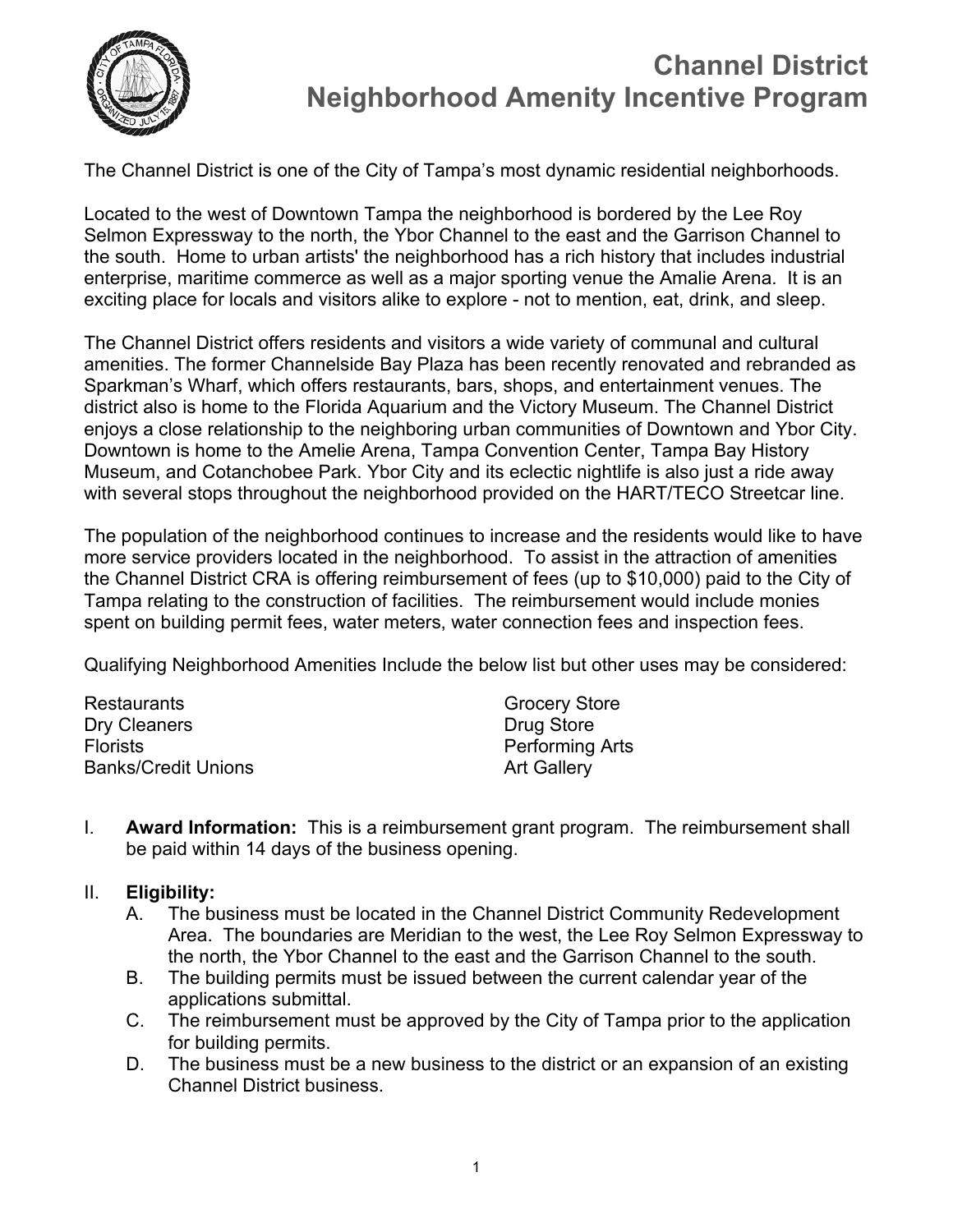# Channel District
# Neighborhood Amenity Incentive Program

The Channel District is one of the City of Tampa's most dynamic residential neighborhoods.

Located to the west of Downtown Tampa the neighborhood is bordered by the Lee Roy Selmon Expressway to the north, the Ybor Channel to the east and the Garrison Channel to the south. Home to urban artists' the neighborhood has a rich history that includes industrial enterprise, maritime commerce as well as a major sporting venue the Amalie Arena. It is an exciting place for locals and visitors alike to explore - not to mention, eat, drink, and sleep.

The Channel District offers residents and visitors a wide variety of communal and cultural amenities. The former Channelside Bay Plaza has been recently renovated and rebranded as Sparkman's Wharf, which offers restaurants, bars, shops, and entertainment venues. The district also is home to the Florida Aquarium and the Victory Museum. The Channel District enjoys a close relationship to the neighboring urban communities of Downtown and Ybor City. Downtown is home to the Amelie Arena, Tampa Convention Center, Tampa Bay History Museum, and Cotanchobee Park. Ybor City and its eclectic nightlife is also just a ride away with several stops throughout the neighborhood provided on the HART/TECO Streetcar line.

The population of the neighborhood continues to increase and the residents would like to have more service providers located in the neighborhood. To assist in the attraction of amenities the Channel District CRA is offering reimbursement of fees (up to $10,000) paid to the City of Tampa relating to the construction of facilities. The reimbursement would include monies spent on building permit fees, water meters, water connection fees and inspection fees.

Qualifying Neighborhood Amenities Include the below list but other uses may be considered:

- Restaurants
- Dry Cleaners
- Florists
- Banks/Credit Unions
- Grocery Store
- Drug Store
- Performing Arts
- Art Gallery

I. **Award Information:** This is a reimbursement grant program. The reimbursement shall be paid within 14 days of the business opening.

II. **Eligibility:**
   A. The business must be located in the Channel District Community Redevelopment Area. The boundaries are Meridian to the west, the Lee Roy Selmon Expressway to the north, the Ybor Channel to the east and the Garrison Channel to the south.
   B. The building permits must be issued between the current calendar year of the applications submittal.
   C. The reimbursement must be approved by the City of Tampa prior to the application for building permits.
   D. The business must be a new business to the district or an expansion of an existing Channel District business.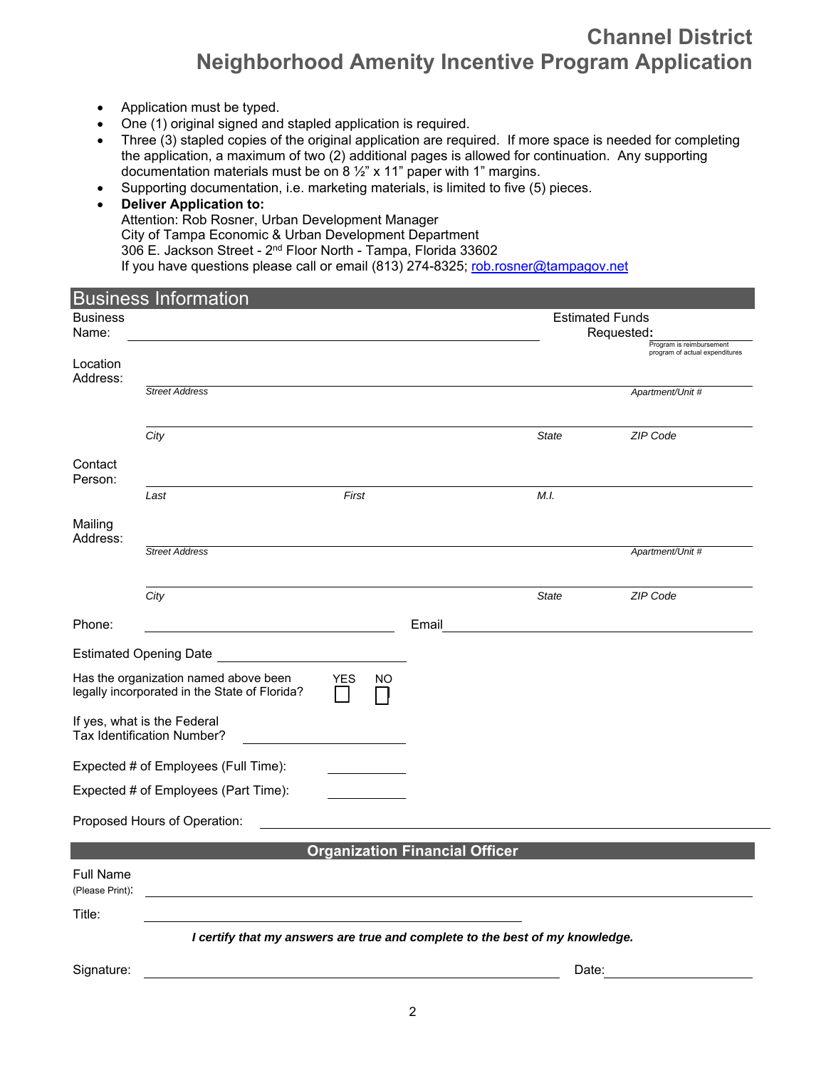# Channel District
# Neighborhood Amenity Incentive Program Application

- Application must be typed.
- One (1) original signed and stapled application is required.
- Three (3) stapled copies of the original application are required. If more space is needed for completing the application, a maximum of two (2) additional pages is allowed for continuation. Any supporting documentation materials must be on 8 ½" x 11" paper with 1" margins.
- Supporting documentation, i.e. marketing materials, is limited to five (5) pieces.
- **Deliver Application to:**
  Attention: Rob Rosner, Urban Development Manager
  City of Tampa Economic & Urban Development Department
  306 E. Jackson Street - 2nd Floor North - Tampa, Florida 33602
  If you have questions please call or email (813) 274-8325; rob.rosner@tampagov.net

## Business Information

Business Name: ______________________________ Estimated Funds Requested: ______________

Program is reimbursement program of actual expenditures

Location Address:

*Street Address* ______________________________ *Apartment/Unit #* ______________

*City* ______________________________ *State* ______ *ZIP Code* ______________

Contact Person:

*Last* ______________ *First* ______________ *M.I.* ______

Mailing Address:

*Street Address* ______________________________ *Apartment/Unit #* ______________

*City* ______________________________ *State* ______ *ZIP Code* ______________

Phone: ______________________ Email ______________________________

Estimated Opening Date ______________________

Has the organization named above been legally incorporated in the State of Florida? YES ☐ NO ☐

If yes, what is the Federal Tax Identification Number? ______________________

Expected # of Employees (Full Time): ______________

Expected # of Employees (Part Time): ______________

Proposed Hours of Operation: ______________________________

## Organization Financial Officer

Full Name (Please Print): ______________________________

Title: ______________________________

***I certify that my answers are true and complete to the best of my knowledge.***

Signature: ______________________________ Date: ______________